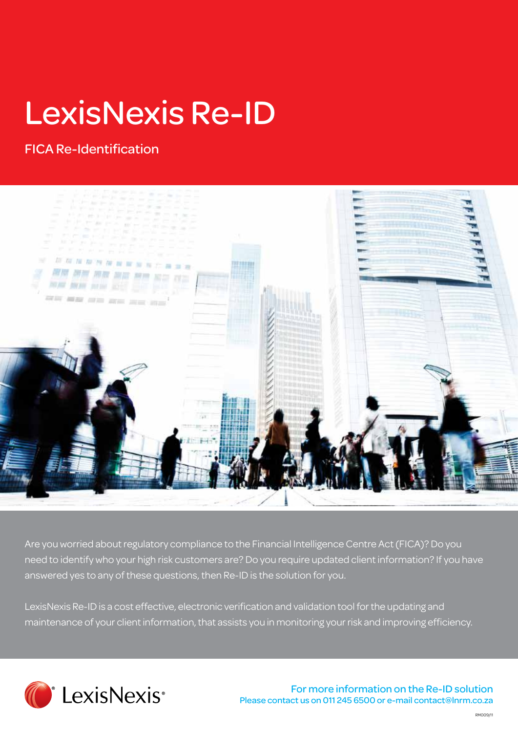# LexisNexis Re-ID

## FICA Re-Identification

Are you worried about regulatory compliance to the Financial Intelligence Centre Act (FICA)? Do you need to identify who your high risk customers are? Do you require updated client information? If you have answered yes to any of these questions, then Re-ID is the solution for you.

LexisNexis Re-ID is a cost effective, electronic verification and validation tool for the updating and maintenance of your client information, that assists you in monitoring your risk and improving efficiency.

LexisNexis®

**For more information on the Re-ID solution**
Please contact us on 011 245 6500 or e-mail contact@lnrm.co.za

RM009/11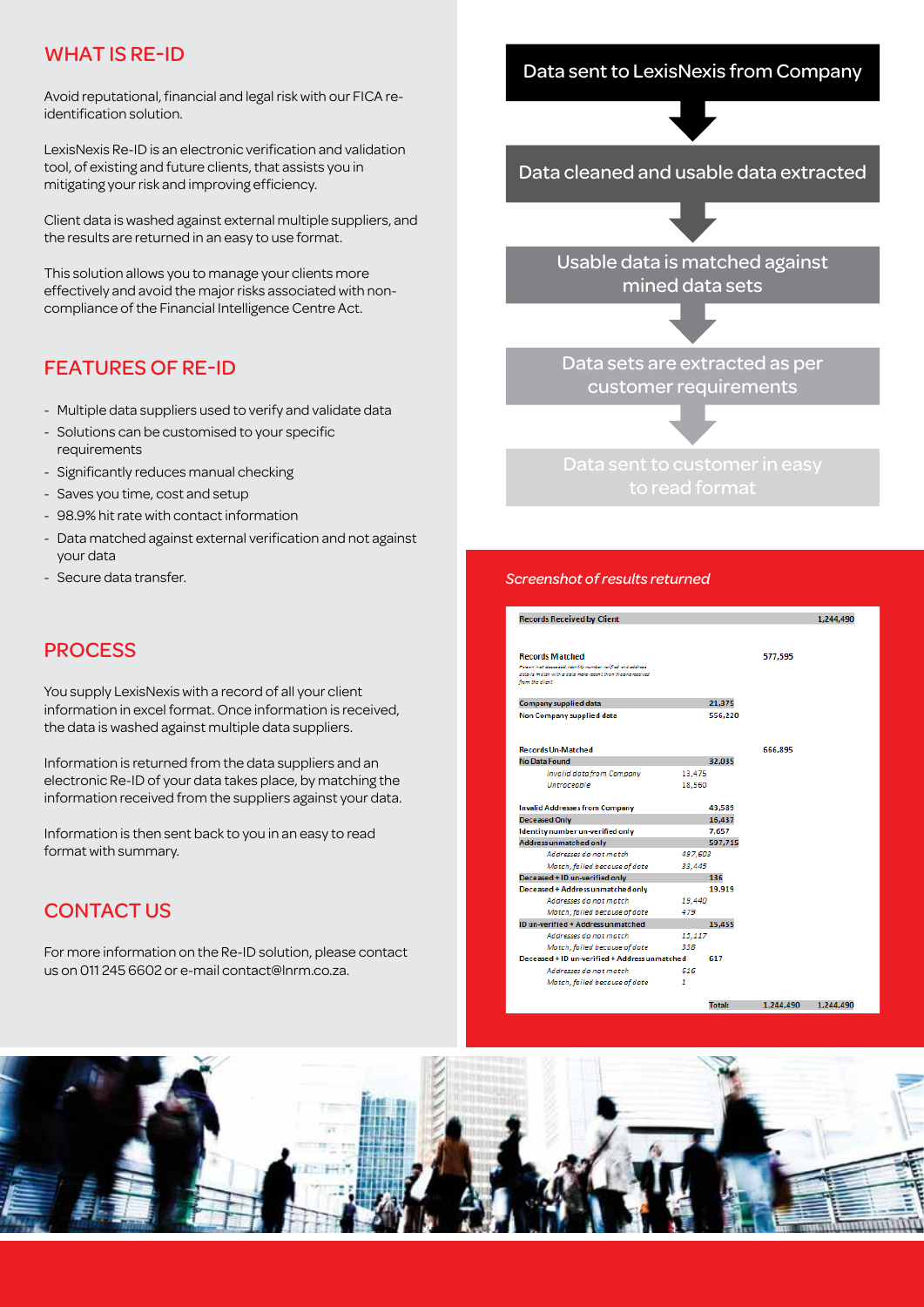## WHAT IS RE-ID

Avoid reputational, financial and legal risk with our FICA re-identification solution.

LexisNexis Re-ID is an electronic verification and validation tool, of existing and future clients, that assists you in mitigating your risk and improving efficiency.

Client data is washed against external multiple suppliers, and the results are returned in an easy to use format.

This solution allows you to manage your clients more effectively and avoid the major risks associated with non-compliance of the Financial Intelligence Centre Act.

## FEATURES OF RE-ID

- Multiple data suppliers used to verify and validate data
- Solutions can be customised to your specific requirements
- Significantly reduces manual checking
- Saves you time, cost and setup
- 98.9% hit rate with contact information
- Data matched against external verification and not against your data
- Secure data transfer.

## PROCESS

You supply LexisNexis with a record of all your client information in excel format. Once information is received, the data is washed against multiple data suppliers.

Information is returned from the data suppliers and an electronic Re-ID of your data takes place, by matching the information received from the suppliers against your data.

Information is then sent back to you in an easy to read format with summary.

## CONTACT US

For more information on the Re-ID solution, please contact us on 011 245 6602 or e-mail contact@lnrm.co.za.

Data sent to LexisNexis from Company

Data cleaned and usable data extracted

Usable data is matched against mined data sets

Data sets are extracted as per customer requirements

Data sent to customer in easy to read format

*Screenshot of results returned*

| | | | | |
|---|---|---|---|---|
| **Records Received by Client** | | | | 1,244,490 |
| Records Matched | | | 577,595 | |
| Company supplied data | | 21,375 | | |
| Non Company supplied data | | 556,220 | | |
| Records Un-Matched | | | 666,895 | |
| No Data Found | | 32,035 | | |
| *Invalid data from Company* | 13,475 | | | |
| *Untraceable* | 18,560 | | | |
| Invalid Addresses from Company | | 43,589 | | |
| Deceased Only | | 16,437 | | |
| Identity number un-verified only | | 7,657 | | |
| Address unmatched only | | 597,715 | | |
| *Addresses do not match* | 497,603 | | | |
| *Match, failed because of date* | 33,445 | | | |
| Deceased + ID un-verified only | | 136 | | |
| Deceased + Address unmatched only | | 19,919 | | |
| *Addresses do not match* | 19,440 | | | |
| *Match, failed because of date* | 479 | | | |
| ID un-verified + Address unmatched | | 15,455 | | |
| *Addresses do not match* | 15,117 | | | |
| *Match, failed because of date* | 338 | | | |
| Deceased + ID un-verified + Address unmatched | | 617 | | |
| *Addresses do not match* | 616 | | | |
| *Match, failed because of date* | 1 | | | |
| | | Total: | 1,244,490 | 1,244,490 |